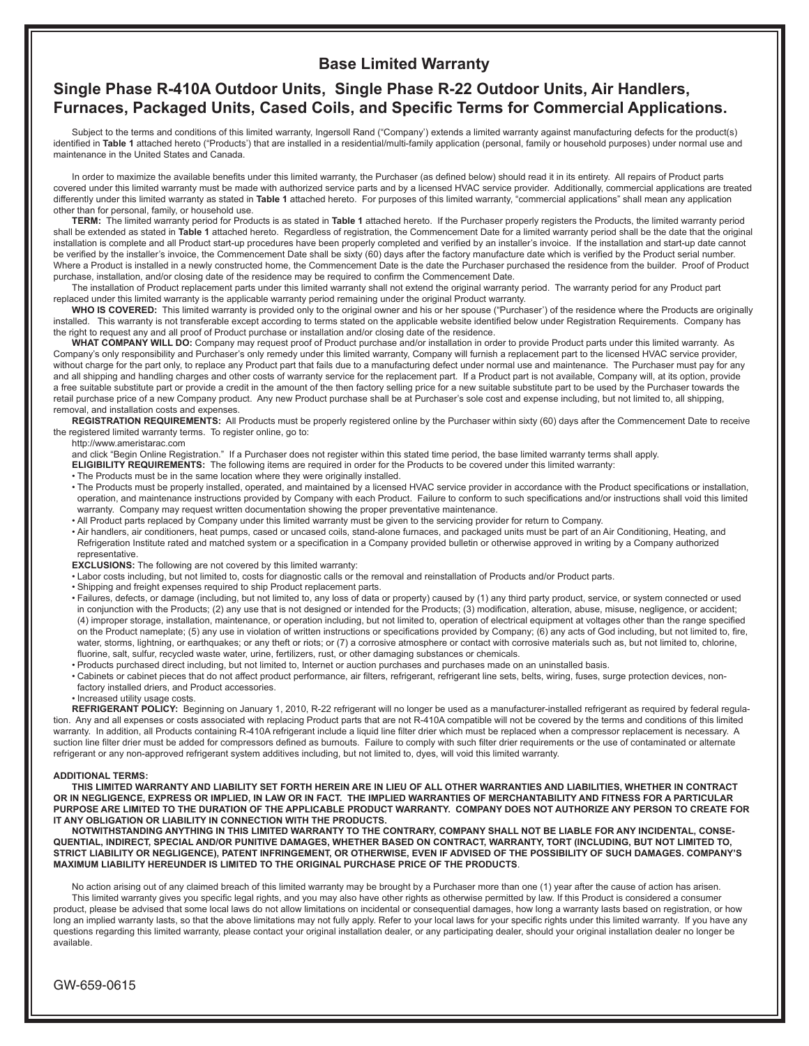# Base Limited Warranty

## Single Phase R-410A Outdoor Units, Single Phase R-22 Outdoor Units, Air Handlers, Furnaces, Packaged Units, Cased Coils, and Specific Terms for Commercial Applications.

Subject to the terms and conditions of this limited warranty, Ingersoll Rand ("Company') extends a limited warranty against manufacturing defects for the product(s) identified in **Table 1** attached hereto ("Products') that are installed in a residential/multi-family application (personal, family or household purposes) under normal use and maintenance in the United States and Canada.

In order to maximize the available benefits under this limited warranty, the Purchaser (as defined below) should read it in its entirety. All repairs of Product parts covered under this limited warranty must be made with authorized service parts and by a licensed HVAC service provider. Additionally, commercial applications are treated differently under this limited warranty as stated in **Table 1** attached hereto. For purposes of this limited warranty, "commercial applications" shall mean any application other than for personal, family, or household use.

**TERM:** The limited warranty period for Products is as stated in **Table 1** attached hereto. If the Purchaser properly registers the Products, the limited warranty period shall be extended as stated in **Table 1** attached hereto. Regardless of registration, the Commencement Date for a limited warranty period shall be the date that the original installation is complete and all Product start-up procedures have been properly completed and verified by an installer's invoice. If the installation and start-up date cannot be verified by the installer's invoice, the Commencement Date shall be sixty (60) days after the factory manufacture date which is verified by the Product serial number. Where a Product is installed in a newly constructed home, the Commencement Date is the date the Purchaser purchased the residence from the builder. Proof of Product purchase, installation, and/or closing date of the residence may be required to confirm the Commencement Date.

The installation of Product replacement parts under this limited warranty shall not extend the original warranty period. The warranty period for any Product part replaced under this limited warranty is the applicable warranty period remaining under the original Product warranty.

**WHO IS COVERED:** This limited warranty is provided only to the original owner and his or her spouse ("Purchaser') of the residence where the Products are originally installed. This warranty is not transferable except according to terms stated on the applicable website identified below under Registration Requirements. Company has the right to request any and all proof of Product purchase or installation and/or closing date of the residence.

**WHAT COMPANY WILL DO:** Company may request proof of Product purchase and/or installation in order to provide Product parts under this limited warranty. As Company's only responsibility and Purchaser's only remedy under this limited warranty, Company will furnish a replacement part to the licensed HVAC service provider, without charge for the part only, to replace any Product part that fails due to a manufacturing defect under normal use and maintenance. The Purchaser must pay for any and all shipping and handling charges and other costs of warranty service for the replacement part. If a Product part is not available, Company will, at its option, provide a free suitable substitute part or provide a credit in the amount of the then factory selling price for a new suitable substitute part to be used by the Purchaser towards the retail purchase price of a new Company product. Any new Product purchase shall be at Purchaser's sole cost and expense including, but not limited to, all shipping, removal, and installation costs and expenses.

**REGISTRATION REQUIREMENTS:** All Products must be properly registered online by the Purchaser within sixty (60) days after the Commencement Date to receive the registered limited warranty terms. To register online, go to:

http://www.ameristarac.com

and click "Begin Online Registration." If a Purchaser does not register within this stated time period, the base limited warranty terms shall apply.

**ELIGIBILITY REQUIREMENTS:** The following items are required in order for the Products to be covered under this limited warranty:

- The Products must be in the same location where they were originally installed.
- The Products must be properly installed, operated, and maintained by a licensed HVAC service provider in accordance with the Product specifications or installation, operation, and maintenance instructions provided by Company with each Product. Failure to conform to such specifications and/or instructions shall void this limited warranty. Company may request written documentation showing the proper preventative maintenance.
- All Product parts replaced by Company under this limited warranty must be given to the servicing provider for return to Company.
- Air handlers, air conditioners, heat pumps, cased or uncased coils, stand-alone furnaces, and packaged units must be part of an Air Conditioning, Heating, and Refrigeration Institute rated and matched system or a specification in a Company provided bulletin or otherwise approved in writing by a Company authorized representative.

**EXCLUSIONS:** The following are not covered by this limited warranty:

- Labor costs including, but not limited to, costs for diagnostic calls or the removal and reinstallation of Products and/or Product parts.
- Shipping and freight expenses required to ship Product replacement parts.
- Failures, defects, or damage (including, but not limited to, any loss of data or property) caused by (1) any third party product, service, or system connected or used in conjunction with the Products; (2) any use that is not designed or intended for the Products; (3) modification, alteration, abuse, misuse, negligence, or accident; (4) improper storage, installation, maintenance, or operation including, but not limited to, operation of electrical equipment at voltages other than the range specified on the Product nameplate; (5) any use in violation of written instructions or specifications provided by Company; (6) any acts of God including, but not limited to, fire, water, storms, lightning, or earthquakes; or any theft or riots; or (7) a corrosive atmosphere or contact with corrosive materials such as, but not limited to, chlorine, fluorine, salt, sulfur, recycled waste water, urine, fertilizers, rust, or other damaging substances or chemicals.
- Products purchased direct including, but not limited to, Internet or auction purchases and purchases made on an uninstalled basis.
- Cabinets or cabinet pieces that do not affect product performance, air filters, refrigerant, refrigerant line sets, belts, wiring, fuses, surge protection devices, non-factory installed driers, and Product accessories.
- Increased utility usage costs.

**REFRIGERANT POLICY:** Beginning on January 1, 2010, R-22 refrigerant will no longer be used as a manufacturer-installed refrigerant as required by federal regulation. Any and all expenses or costs associated with replacing Product parts that are not R-410A compatible will not be covered by the terms and conditions of this limited warranty. In addition, all Products containing R-410A refrigerant include a liquid line filter drier which must be replaced when a compressor replacement is necessary. A suction line filter drier must be added for compressors defined as burnouts. Failure to comply with such filter drier requirements or the use of contaminated or alternate refrigerant or any non-approved refrigerant system additives including, but not limited to, dyes, will void this limited warranty.

**ADDITIONAL TERMS:**

**THIS LIMITED WARRANTY AND LIABILITY SET FORTH HEREIN ARE IN LIEU OF ALL OTHER WARRANTIES AND LIABILITIES, WHETHER IN CONTRACT OR IN NEGLIGENCE, EXPRESS OR IMPLIED, IN LAW OR IN FACT. THE IMPLIED WARRANTIES OF MERCHANTABILITY AND FITNESS FOR A PARTICULAR PURPOSE ARE LIMITED TO THE DURATION OF THE APPLICABLE PRODUCT WARRANTY. COMPANY DOES NOT AUTHORIZE ANY PERSON TO CREATE FOR IT ANY OBLIGATION OR LIABILITY IN CONNECTION WITH THE PRODUCTS.**

**NOTWITHSTANDING ANYTHING IN THIS LIMITED WARRANTY TO THE CONTRARY, COMPANY SHALL NOT BE LIABLE FOR ANY INCIDENTAL, CONSEQUENTIAL, INDIRECT, SPECIAL AND/OR PUNITIVE DAMAGES, WHETHER BASED ON CONTRACT, WARRANTY, TORT (INCLUDING, BUT NOT LIMITED TO, STRICT LIABILITY OR NEGLIGENCE), PATENT INFRINGEMENT, OR OTHERWISE, EVEN IF ADVISED OF THE POSSIBILITY OF SUCH DAMAGES. COMPANY'S MAXIMUM LIABILITY HEREUNDER IS LIMITED TO THE ORIGINAL PURCHASE PRICE OF THE PRODUCTS**.

No action arising out of any claimed breach of this limited warranty may be brought by a Purchaser more than one (1) year after the cause of action has arisen.

This limited warranty gives you specific legal rights, and you may also have other rights as otherwise permitted by law. If this Product is considered a consumer product, please be advised that some local laws do not allow limitations on incidental or consequential damages, how long a warranty lasts based on registration, or how long an implied warranty lasts, so that the above limitations may not fully apply. Refer to your local laws for your specific rights under this limited warranty. If you have any questions regarding this limited warranty, please contact your original installation dealer, or any participating dealer, should your original installation dealer no longer be available.

GW-659-0615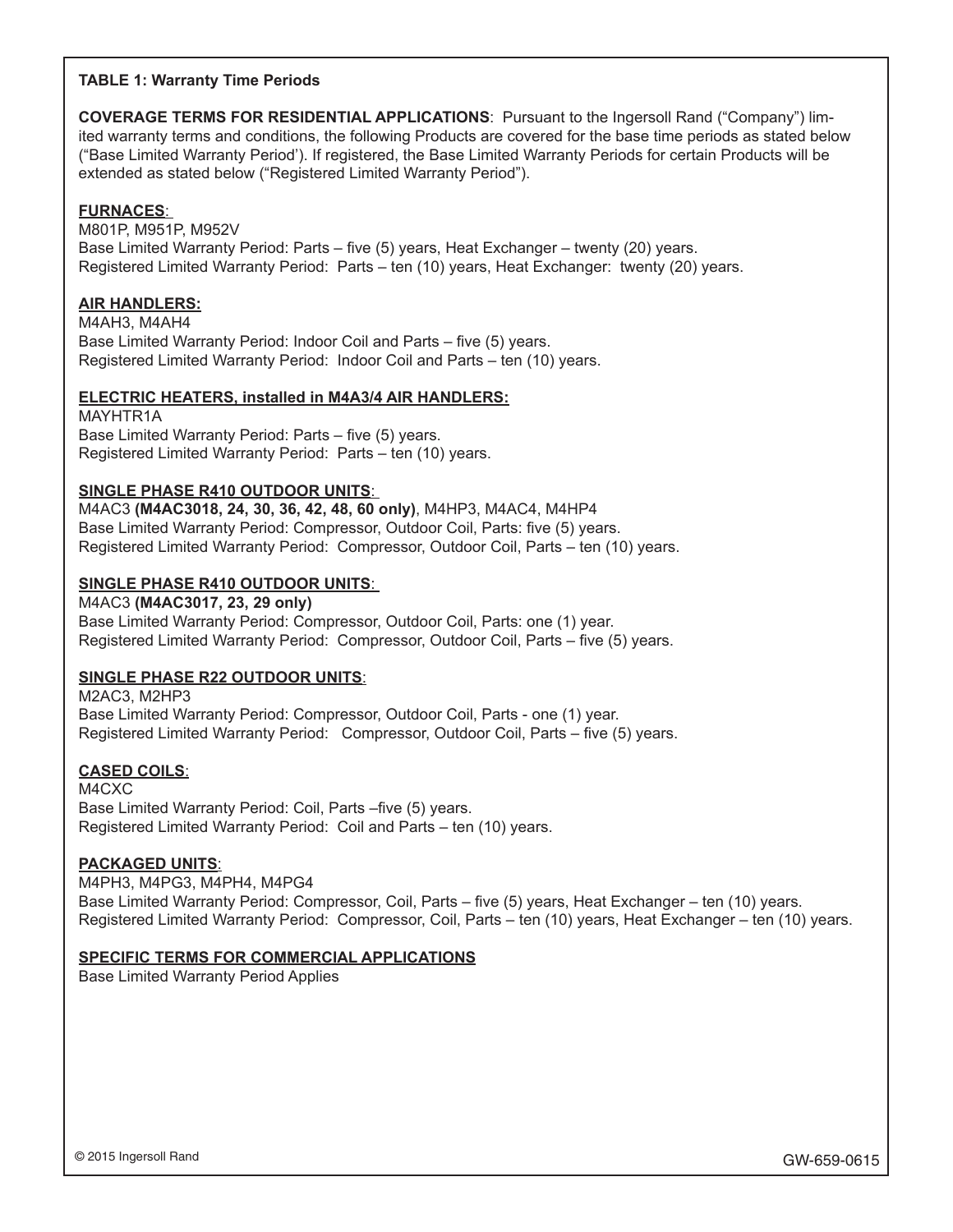**TABLE 1: Warranty Time Periods**

**COVERAGE TERMS FOR RESIDENTIAL APPLICATIONS**: Pursuant to the Ingersoll Rand ("Company") limited warranty terms and conditions, the following Products are covered for the base time periods as stated below ("Base Limited Warranty Period'). If registered, the Base Limited Warranty Periods for certain Products will be extended as stated below ("Registered Limited Warranty Period").

**FURNACES**:
M801P, M951P, M952V
Base Limited Warranty Period: Parts – five (5) years, Heat Exchanger – twenty (20) years.
Registered Limited Warranty Period: Parts – ten (10) years, Heat Exchanger: twenty (20) years.

**AIR HANDLERS:**
M4AH3, M4AH4
Base Limited Warranty Period: Indoor Coil and Parts – five (5) years.
Registered Limited Warranty Period: Indoor Coil and Parts – ten (10) years.

**ELECTRIC HEATERS, installed in M4A3/4 AIR HANDLERS:**
MAYHTR1A
Base Limited Warranty Period: Parts – five (5) years.
Registered Limited Warranty Period: Parts – ten (10) years.

**SINGLE PHASE R410 OUTDOOR UNITS**:
M4AC3 **(M4AC3018, 24, 30, 36, 42, 48, 60 only)**, M4HP3, M4AC4, M4HP4
Base Limited Warranty Period: Compressor, Outdoor Coil, Parts: five (5) years.
Registered Limited Warranty Period: Compressor, Outdoor Coil, Parts – ten (10) years.

**SINGLE PHASE R410 OUTDOOR UNITS**:
M4AC3 **(M4AC3017, 23, 29 only)**
Base Limited Warranty Period: Compressor, Outdoor Coil, Parts: one (1) year.
Registered Limited Warranty Period: Compressor, Outdoor Coil, Parts – five (5) years.

**SINGLE PHASE R22 OUTDOOR UNITS**:
M2AC3, M2HP3
Base Limited Warranty Period: Compressor, Outdoor Coil, Parts - one (1) year.
Registered Limited Warranty Period: Compressor, Outdoor Coil, Parts – five (5) years.

**CASED COILS**:
M4CXC
Base Limited Warranty Period: Coil, Parts –five (5) years.
Registered Limited Warranty Period: Coil and Parts – ten (10) years.

**PACKAGED UNITS**:
M4PH3, M4PG3, M4PH4, M4PG4
Base Limited Warranty Period: Compressor, Coil, Parts – five (5) years, Heat Exchanger – ten (10) years.
Registered Limited Warranty Period: Compressor, Coil, Parts – ten (10) years, Heat Exchanger – ten (10) years.

**SPECIFIC TERMS FOR COMMERCIAL APPLICATIONS**
Base Limited Warranty Period Applies

© 2015 Ingersoll Rand

GW-659-0615